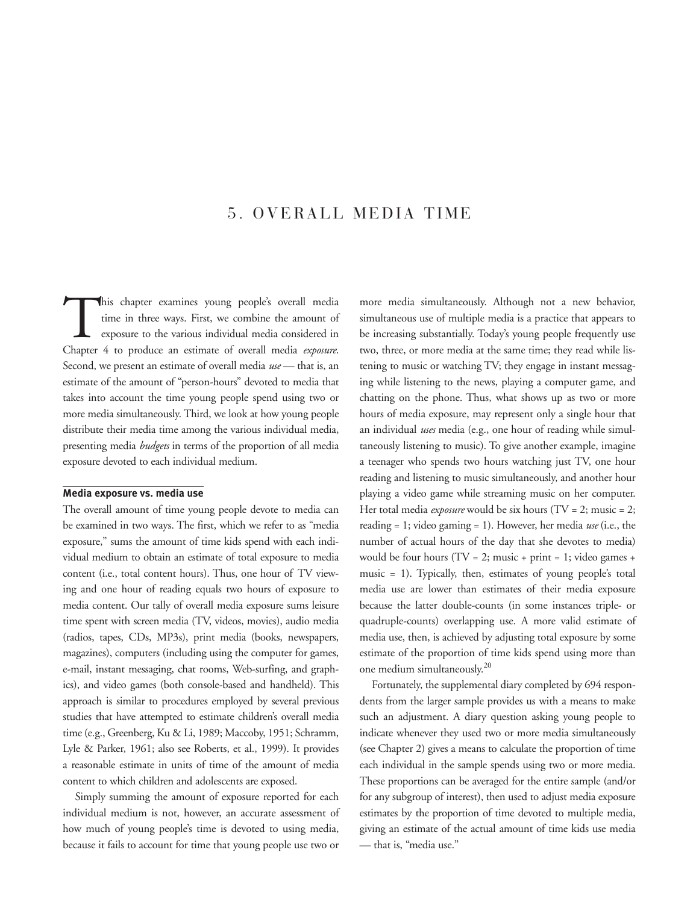# 5. OVERALL MEDIA TIME

This chapter examines young people's overall media time in three ways. First, we combine the amount of exposure to the various individual media considered in Chapter 4 to produce an estimate of overall media *exposure*. Second, we present an estimate of overall media *use* — that is, an estimate of the amount of "person-hours" devoted to media that takes into account the time young people spend using two or more media simultaneously. Third, we look at how young people distribute their media time among the various individual media, presenting media *budgets* in terms of the proportion of all media exposure devoted to each individual medium.

## Media exposure vs. media use

The overall amount of time young people devote to media can be examined in two ways. The first, which we refer to as "media exposure," sums the amount of time kids spend with each individual medium to obtain an estimate of total exposure to media content (i.e., total content hours). Thus, one hour of TV viewing and one hour of reading equals two hours of exposure to media content. Our tally of overall media exposure sums leisure time spent with screen media (TV, videos, movies), audio media (radios, tapes, CDs, MP3s), print media (books, newspapers, magazines), computers (including using the computer for games, e-mail, instant messaging, chat rooms, Web-surfing, and graphics), and video games (both console-based and handheld). This approach is similar to procedures employed by several previous studies that have attempted to estimate children's overall media time (e.g., Greenberg, Ku & Li, 1989; Maccoby, 1951; Schramm, Lyle & Parker, 1961; also see Roberts, et al., 1999). It provides a reasonable estimate in units of time of the amount of media content to which children and adolescents are exposed.

Simply summing the amount of exposure reported for each individual medium is not, however, an accurate assessment of how much of young people's time is devoted to using media, because it fails to account for time that young people use two or more media simultaneously. Although not a new behavior, simultaneous use of multiple media is a practice that appears to be increasing substantially. Today's young people frequently use two, three, or more media at the same time; they read while listening to music or watching TV; they engage in instant messaging while listening to the news, playing a computer game, and chatting on the phone. Thus, what shows up as two or more hours of media exposure, may represent only a single hour that an individual *uses* media (e.g., one hour of reading while simultaneously listening to music). To give another example, imagine a teenager who spends two hours watching just TV, one hour reading and listening to music simultaneously, and another hour playing a video game while streaming music on her computer. Her total media *exposure* would be six hours (TV = 2; music = 2; reading = 1; video gaming = 1). However, her media *use* (i.e., the number of actual hours of the day that she devotes to media) would be four hours (TV = 2; music + print = 1; video games + music = 1). Typically, then, estimates of young people's total media use are lower than estimates of their media exposure because the latter double-counts (in some instances triple- or quadruple-counts) overlapping use. A more valid estimate of media use, then, is achieved by adjusting total exposure by some estimate of the proportion of time kids spend using more than one medium simultaneously.[20]

Fortunately, the supplemental diary completed by 694 respondents from the larger sample provides us with a means to make such an adjustment. A diary question asking young people to indicate whenever they used two or more media simultaneously (see Chapter 2) gives a means to calculate the proportion of time each individual in the sample spends using two or more media. These proportions can be averaged for the entire sample (and/or for any subgroup of interest), then used to adjust media exposure estimates by the proportion of time devoted to multiple media, giving an estimate of the actual amount of time kids use media — that is, "media use."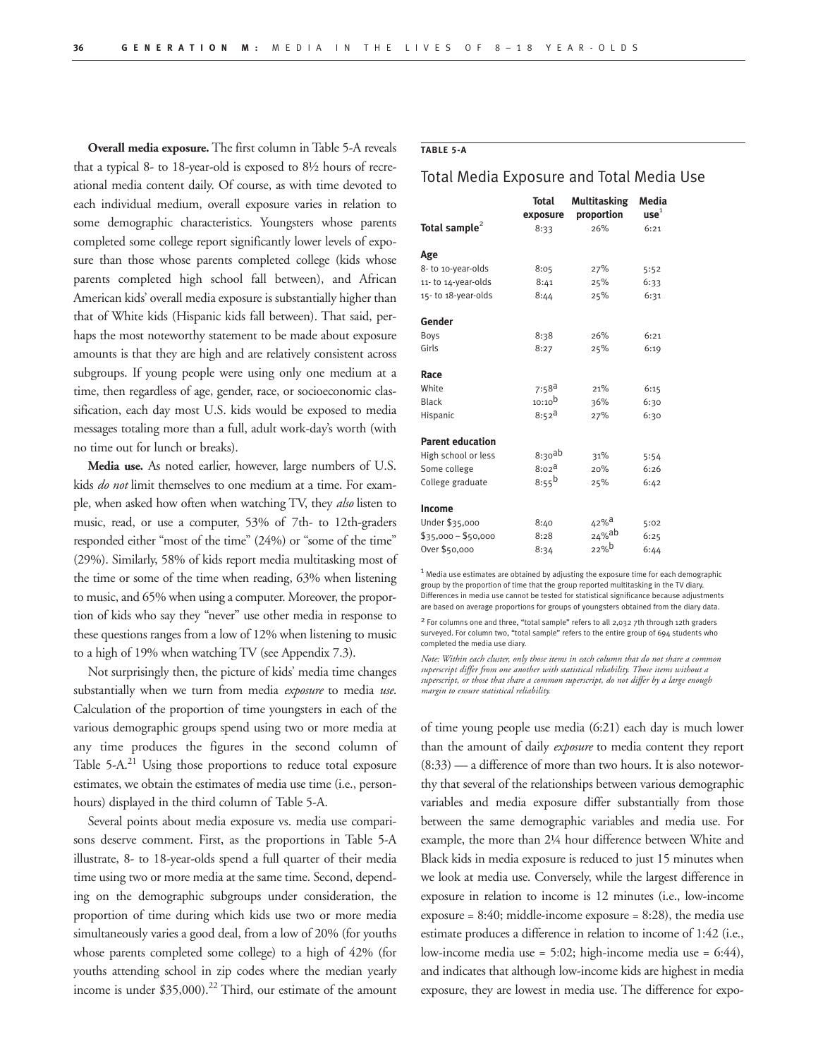**Overall media exposure.** The first column in Table 5-A reveals that a typical 8- to 18-year-old is exposed to 8½ hours of recreational media content daily. Of course, as with time devoted to each individual medium, overall exposure varies in relation to some demographic characteristics. Youngsters whose parents completed some college report significantly lower levels of exposure than those whose parents completed college (kids whose parents completed high school fall between), and African American kids' overall media exposure is substantially higher than that of White kids (Hispanic kids fall between). That said, perhaps the most noteworthy statement to be made about exposure amounts is that they are high and are relatively consistent across subgroups. If young people were using only one medium at a time, then regardless of age, gender, race, or socioeconomic classification, each day most U.S. kids would be exposed to media messages totaling more than a full, adult work-day's worth (with no time out for lunch or breaks).

**Media use.** As noted earlier, however, large numbers of U.S. kids *do not* limit themselves to one medium at a time. For example, when asked how often when watching TV, they *also* listen to music, read, or use a computer, 53% of 7th- to 12th-graders responded either "most of the time" (24%) or "some of the time" (29%). Similarly, 58% of kids report media multitasking most of the time or some of the time when reading, 63% when listening to music, and 65% when using a computer. Moreover, the proportion of kids who say they "never" use other media in response to these questions ranges from a low of 12% when listening to music to a high of 19% when watching TV (see Appendix 7.3).

Not surprisingly then, the picture of kids' media time changes substantially when we turn from media *exposure* to media *use*. Calculation of the proportion of time youngsters in each of the various demographic groups spend using two or more media at any time produces the figures in the second column of Table 5-A.[21] Using those proportions to reduce total exposure estimates, we obtain the estimates of media use time (i.e., person-hours) displayed in the third column of Table 5-A.

Several points about media exposure vs. media use comparisons deserve comment. First, as the proportions in Table 5-A illustrate, 8- to 18-year-olds spend a full quarter of their media time using two or more media at the same time. Second, depending on the demographic subgroups under consideration, the proportion of time during which kids use two or more media simultaneously varies a good deal, from a low of 20% (for youths whose parents completed some college) to a high of 42% (for youths attending school in zip codes where the median yearly income is under $35,000).[22] Third, our estimate of the amount of time young people use media (6:21) each day is much lower than the amount of daily *exposure* to media content they report (8:33) — a difference of more than two hours. It is also noteworthy that several of the relationships between various demographic variables and media exposure differ substantially from those between the same demographic variables and media use. For example, the more than 2¼ hour difference between White and Black kids in media exposure is reduced to just 15 minutes when we look at media use. Conversely, while the largest difference in exposure in relation to income is 12 minutes (i.e., low-income exposure = 8:40; middle-income exposure = 8:28), the media use estimate produces a difference in relation to income of 1:42 (i.e., low-income media use = 5:02; high-income media use = 6:44), and indicates that although low-income kids are highest in media exposure, they are lowest in media use. The difference for expo-

**TABLE 5-A**

## Total Media Exposure and Total Media Use

| | Total exposure | Multitasking proportion | Media use[1] |
|---|---|---|---|
| **Total sample**[2] | 8:33 | 26% | 6:21 |
| **Age** | | | |
| 8- to 10-year-olds | 8:05 | 27% | 5:52 |
| 11- to 14-year-olds | 8:41 | 25% | 6:33 |
| 15- to 18-year-olds | 8:44 | 25% | 6:31 |
| **Gender** | | | |
| Boys | 8:38 | 26% | 6:21 |
| Girls | 8:27 | 25% | 6:19 |
| **Race** | | | |
| White | 7:58[a] | 21% | 6:15 |
| Black | 10:10[b] | 36% | 6:30 |
| Hispanic | 8:52[a] | 27% | 6:30 |
| **Parent education** | | | |
| High school or less | 8:30[ab] | 31% | 5:54 |
| Some college | 8:02[a] | 20% | 6:26 |
| College graduate | 8:55[b] | 25% | 6:42 |
| **Income** | | | |
| Under $35,000 | 8:40 | 42%[a] | 5:02 |
| $35,000 – $50,000 | 8:28 | 24%[ab] | 6:25 |
| Over $50,000 | 8:34 | 22%[b] | 6:44 |

[1] Media use estimates are obtained by adjusting the exposure time for each demographic group by the proportion of time that the group reported multitasking in the TV diary. Differences in media use cannot be tested for statistical significance because adjustments are based on average proportions for groups of youngsters obtained from the diary data.

[2] For columns one and three, "total sample" refers to all 2,032 7th through 12th graders surveyed. For column two, "total sample" refers to the entire group of 694 students who completed the media use diary.

*Note: Within each cluster, only those items in each column that do not share a common superscript differ from one another with statistical reliability. Those items without a superscript, or those that share a common superscript, do not differ by a large enough margin to ensure statistical reliability.*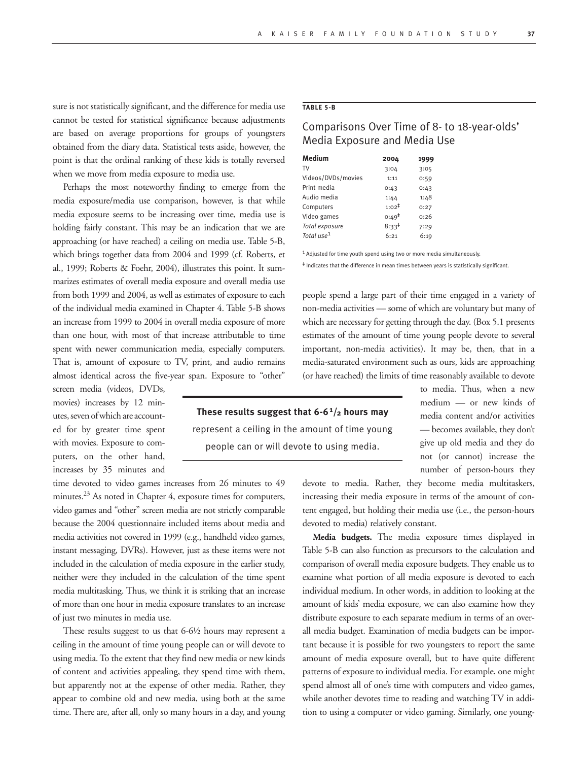sure is not statistically significant, and the difference for media use cannot be tested for statistical significance because adjustments are based on average proportions for groups of youngsters obtained from the diary data. Statistical tests aside, however, the point is that the ordinal ranking of these kids is totally reversed when we move from media exposure to media use.

Perhaps the most noteworthy finding to emerge from the media exposure/media use comparison, however, is that while media exposure seems to be increasing over time, media use is holding fairly constant. This may be an indication that we are approaching (or have reached) a ceiling on media use. Table 5-B, which brings together data from 2004 and 1999 (cf. Roberts, et al., 1999; Roberts & Foehr, 2004), illustrates this point. It summarizes estimates of overall media exposure and overall media use from both 1999 and 2004, as well as estimates of exposure to each of the individual media examined in Chapter 4. Table 5-B shows an increase from 1999 to 2004 in overall media exposure of more than one hour, with most of that increase attributable to time spent with newer communication media, especially computers. That is, amount of exposure to TV, print, and audio remains almost identical across the five-year span. Exposure to "other" screen media (videos, DVDs, movies) increases by 12 minutes, seven of which are accounted for by greater time spent with movies. Exposure to computers, on the other hand, increases by 35 minutes and time devoted to video games increases from 26 minutes to 49 minutes.[23] As noted in Chapter 4, exposure times for computers, video games and "other" screen media are not strictly comparable because the 2004 questionnaire included items about media and media activities not covered in 1999 (e.g., handheld video games, instant messaging, DVRs). However, just as these items were not included in the calculation of media exposure in the earlier study, neither were they included in the calculation of the time spent media multitasking. Thus, we think it is striking that an increase of more than one hour in media exposure translates to an increase of just two minutes in media use.

These results suggest to us that 6-6½ hours may represent a ceiling in the amount of time young people can or will devote to using media. To the extent that they find new media or new kinds of content and activities appealing, they spend time with them, but apparently not at the expense of other media. Rather, they appear to combine old and new media, using both at the same time. There are, after all, only so many hours in a day, and young people spend a large part of their time engaged in a variety of non-media activities — some of which are voluntary but many of which are necessary for getting through the day. (Box 5.1 presents estimates of the amount of time young people devote to several important, non-media activities). It may be, then, that in a media-saturated environment such as ours, kids are approaching (or have reached) the limits of time reasonably available to devote to media. Thus, when a new medium — or new kinds of media content and/or activities — becomes available, they don't give up old media and they do not (or cannot) increase the number of person-hours they devote to media. Rather, they become media multitaskers, increasing their media exposure in terms of the amount of content engaged, but holding their media use (i.e., the person-hours devoted to media) relatively constant.

**These results suggest that 6-6½ hours may** represent a ceiling in the amount of time young people can or will devote to using media.

**TABLE 5-B**

## Comparisons Over Time of 8- to 18-year-olds' Media Exposure and Media Use

| Medium | 2004 | 1999 |
|---|---|---|
| TV | 3:04 | 3:05 |
| Videos/DVDs/movies | 1:11 | 0:59 |
| Print media | 0:43 | 0:43 |
| Audio media | 1:44 | 1:48 |
| Computers | 1:02‡ | 0:27 |
| Video games | 0:49‡ | 0:26 |
| *Total exposure* | 8:33‡ | 7:29 |
| *Total use*[1] | 6:21 | 6:19 |

[1] Adjusted for time youth spend using two or more media simultaneously.

‡ Indicates that the difference in mean times between years is statistically significant.

**Media budgets.** The media exposure times displayed in Table 5-B can also function as precursors to the calculation and comparison of overall media exposure budgets. They enable us to examine what portion of all media exposure is devoted to each individual medium. In other words, in addition to looking at the amount of kids' media exposure, we can also examine how they distribute exposure to each separate medium in terms of an overall media budget. Examination of media budgets can be important because it is possible for two youngsters to report the same amount of media exposure overall, but to have quite different patterns of exposure to individual media. For example, one might spend almost all of one's time with computers and video games, while another devotes time to reading and watching TV in addition to using a computer or video gaming. Similarly, one young-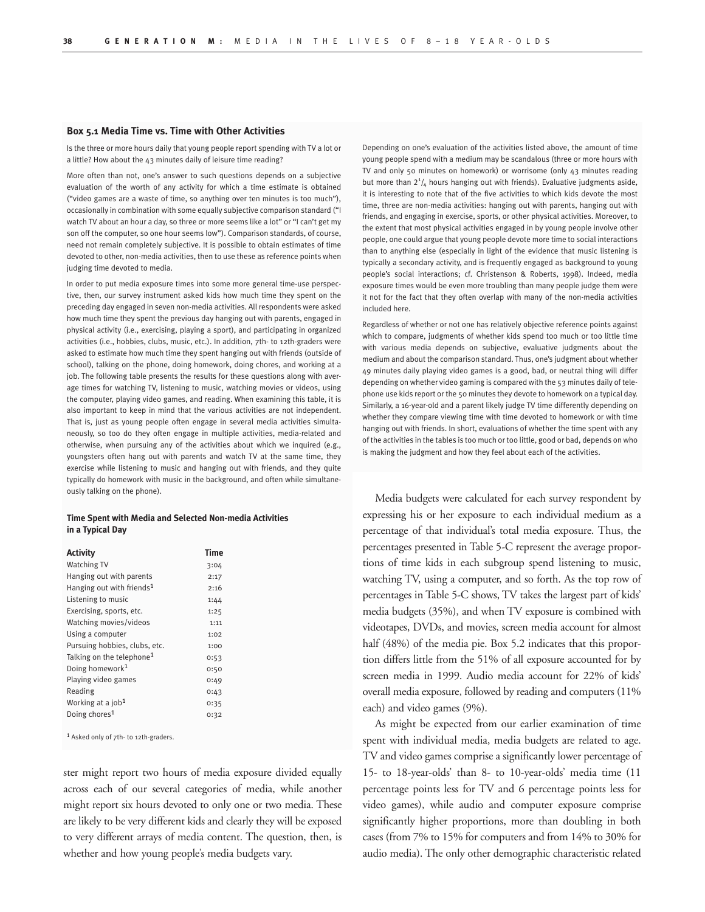### Box 5.1 Media Time vs. Time with Other Activities

Is the three or more hours daily that young people report spending with TV a lot or a little? How about the 43 minutes daily of leisure time reading?

More often than not, one's answer to such questions depends on a subjective evaluation of the worth of any activity for which a time estimate is obtained ("video games are a waste of time, so anything over ten minutes is too much"), occasionally in combination with some equally subjective comparison standard ("I watch TV about an hour a day, so three or more seems like a lot" or "I can't get my son off the computer, so one hour seems low"). Comparison standards, of course, need not remain completely subjective. It is possible to obtain estimates of time devoted to other, non-media activities, then to use these as reference points when judging time devoted to media.

In order to put media exposure times into some more general time-use perspective, then, our survey instrument asked kids how much time they spent on the preceding day engaged in seven non-media activities. All respondents were asked how much time they spent the previous day hanging out with parents, engaged in physical activity (i.e., exercising, playing a sport), and participating in organized activities (i.e., hobbies, clubs, music, etc.). In addition, 7th- to 12th-graders were asked to estimate how much time they spent hanging out with friends (outside of school), talking on the phone, doing homework, doing chores, and working at a job. The following table presents the results for these questions along with average times for watching TV, listening to music, watching movies or videos, using the computer, playing video games, and reading. When examining this table, it is also important to keep in mind that the various activities are not independent. That is, just as young people often engage in several media activities simultaneously, so too do they often engage in multiple activities, media-related and otherwise, when pursuing any of the activities about which we inquired (e.g., youngsters often hang out with parents and watch TV at the same time, they exercise while listening to music and hanging out with friends, and they quite typically do homework with music in the background, and often while simultaneously talking on the phone).

**Time Spent with Media and Selected Non-media Activities in a Typical Day**

| Activity | Time |
|---|---|
| Watching TV | 3:04 |
| Hanging out with parents | 2:17 |
| Hanging out with friends[1] | 2:16 |
| Listening to music | 1:44 |
| Exercising, sports, etc. | 1:25 |
| Watching movies/videos | 1:11 |
| Using a computer | 1:02 |
| Pursuing hobbies, clubs, etc. | 1:00 |
| Talking on the telephone[1] | 0:53 |
| Doing homework[1] | 0:50 |
| Playing video games | 0:49 |
| Reading | 0:43 |
| Working at a job[1] | 0:35 |
| Doing chores[1] | 0:32 |

[1] Asked only of 7th- to 12th-graders.

Depending on one's evaluation of the activities listed above, the amount of time young people spend with a medium may be scandalous (three or more hours with TV and only 50 minutes on homework) or worrisome (only 43 minutes reading but more than 2¼ hours hanging out with friends). Evaluative judgments aside, it is interesting to note that of the five activities to which kids devote the most time, three are non-media activities: hanging out with parents, hanging out with friends, and engaging in exercise, sports, or other physical activities. Moreover, to the extent that most physical activities engaged in by young people involve other people, one could argue that young people devote more time to social interactions than to anything else (especially in light of the evidence that music listening is typically a secondary activity, and is frequently engaged as background to young people's social interactions; cf. Christenson & Roberts, 1998). Indeed, media exposure times would be even more troubling than many people judge them were it not for the fact that they often overlap with many of the non-media activities included here.

Regardless of whether or not one has relatively objective reference points against which to compare, judgments of whether kids spend too much or too little time with various media depends on subjective, evaluative judgments about the medium and about the comparison standard. Thus, one's judgment about whether 49 minutes daily playing video games is a good, bad, or neutral thing will differ depending on whether video gaming is compared with the 53 minutes daily of telephone use kids report or the 50 minutes they devote to homework on a typical day. Similarly, a 16-year-old and a parent likely judge TV time differently depending on whether they compare viewing time with time devoted to homework or with time hanging out with friends. In short, evaluations of whether the time spent with any of the activities in the tables is too much or too little, good or bad, depends on who is making the judgment and how they feel about each of the activities.

ster might report two hours of media exposure divided equally across each of our several categories of media, while another might report six hours devoted to only one or two media. These are likely to be very different kids and clearly they will be exposed to very different arrays of media content. The question, then, is whether and how young people's media budgets vary.

Media budgets were calculated for each survey respondent by expressing his or her exposure to each individual medium as a percentage of that individual's total media exposure. Thus, the percentages presented in Table 5-C represent the average proportions of time kids in each subgroup spend listening to music, watching TV, using a computer, and so forth. As the top row of percentages in Table 5-C shows, TV takes the largest part of kids' media budgets (35%), and when TV exposure is combined with videotapes, DVDs, and movies, screen media account for almost half (48%) of the media pie. Box 5.2 indicates that this proportion differs little from the 51% of all exposure accounted for by screen media in 1999. Audio media account for 22% of kids' overall media exposure, followed by reading and computers (11% each) and video games (9%).

As might be expected from our earlier examination of time spent with individual media, media budgets are related to age. TV and video games comprise a significantly lower percentage of 15- to 18-year-olds' than 8- to 10-year-olds' media time (11 percentage points less for TV and 6 percentage points less for video games), while audio and computer exposure comprise significantly higher proportions, more than doubling in both cases (from 7% to 15% for computers and from 14% to 30% for audio media). The only other demographic characteristic related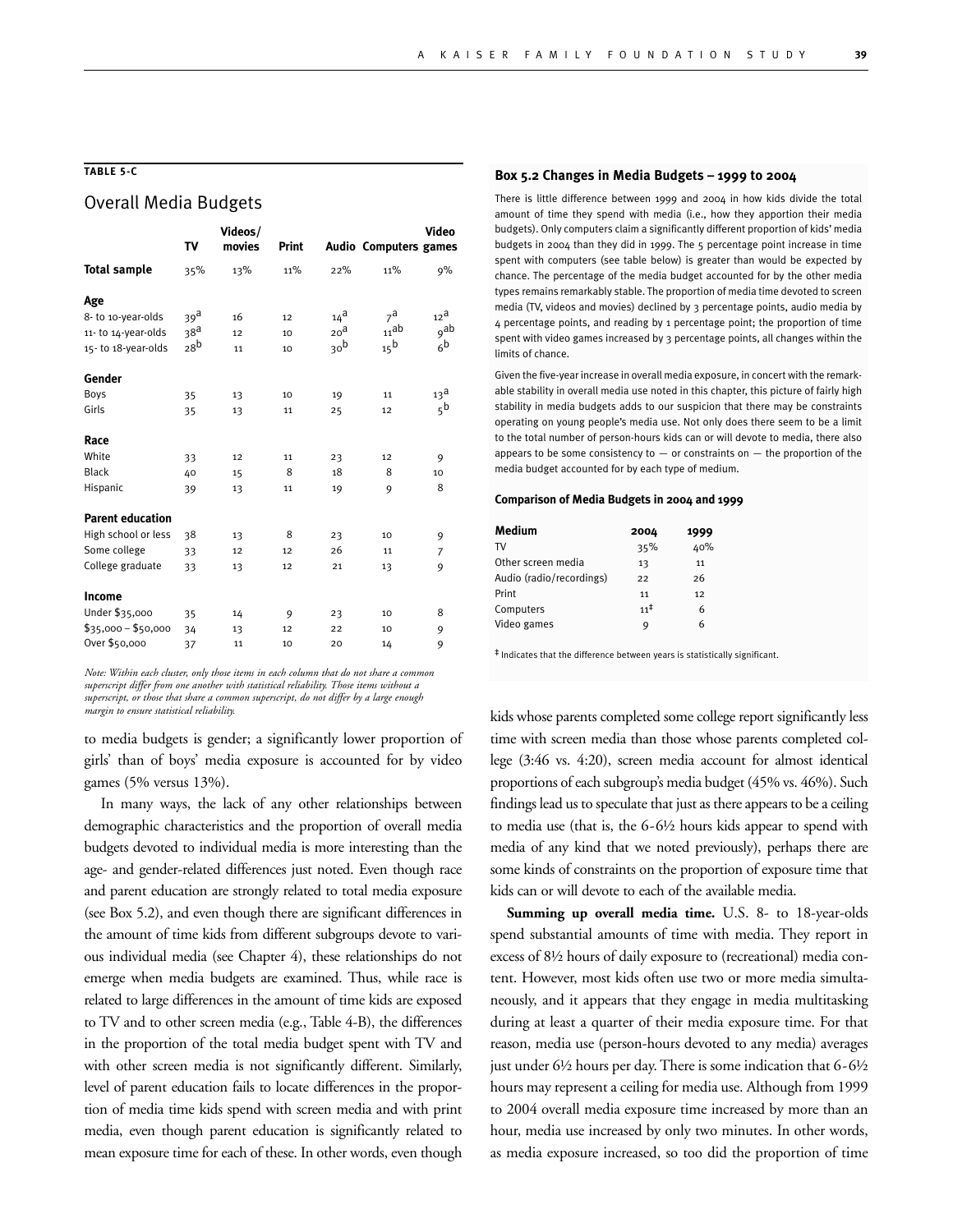**TABLE 5-C**

## Overall Media Budgets

| | TV | Videos/ movies | Print | Audio | Computers | Video games |
|---|---|---|---|---|---|---|
| **Total sample** | 35% | 13% | 11% | 22% | 11% | 9% |
| **Age** | | | | | | |
| 8- to 10-year-olds | 39[a] | 16 | 12 | 14[a] | 7[a] | 12[a] |
| 11- to 14-year-olds | 38[a] | 12 | 10 | 20[a] | 11[ab] | 9[ab] |
| 15- to 18-year-olds | 28[b] | 11 | 10 | 30[b] | 15[b] | 6[b] |
| **Gender** | | | | | | |
| Boys | 35 | 13 | 10 | 19 | 11 | 13[a] |
| Girls | 35 | 13 | 11 | 25 | 12 | 5[b] |
| **Race** | | | | | | |
| White | 33 | 12 | 11 | 23 | 12 | 9 |
| Black | 40 | 15 | 8 | 18 | 8 | 10 |
| Hispanic | 39 | 13 | 11 | 19 | 9 | 8 |
| **Parent education** | | | | | | |
| High school or less | 38 | 13 | 8 | 23 | 10 | 9 |
| Some college | 33 | 12 | 12 | 26 | 11 | 7 |
| College graduate | 33 | 13 | 12 | 21 | 13 | 9 |
| **Income** | | | | | | |
| Under $35,000 | 35 | 14 | 9 | 23 | 10 | 8 |
| $35,000 – $50,000 | 34 | 13 | 12 | 22 | 10 | 9 |
| Over $50,000 | 37 | 11 | 10 | 20 | 14 | 9 |

*Note: Within each cluster, only those items in each column that do not share a common superscript differ from one another with statistical reliability. Those items without a superscript, or those that share a common superscript, do not differ by a large enough margin to ensure statistical reliability.*

to media budgets is gender; a significantly lower proportion of girls' than of boys' media exposure is accounted for by video games (5% versus 13%).

In many ways, the lack of any other relationships between demographic characteristics and the proportion of overall media budgets devoted to individual media is more interesting than the age- and gender-related differences just noted. Even though race and parent education are strongly related to total media exposure (see Box 5.2), and even though there are significant differences in the amount of time kids from different subgroups devote to various individual media (see Chapter 4), these relationships do not emerge when media budgets are examined. Thus, while race is related to large differences in the amount of time kids are exposed to TV and to other screen media (e.g., Table 4-B), the differences in the proportion of the total media budget spent with TV and with other screen media is not significantly different. Similarly, level of parent education fails to locate differences in the proportion of media time kids spend with screen media and with print media, even though parent education is significantly related to mean exposure time for each of these. In other words, even though kids whose parents completed some college report significantly less time with screen media than those whose parents completed college (3:46 vs. 4:20), screen media account for almost identical proportions of each subgroup's media budget (45% vs. 46%). Such findings lead us to speculate that just as there appears to be a ceiling to media use (that is, the 6-6½ hours kids appear to spend with media of any kind that we noted previously), perhaps there are some kinds of constraints on the proportion of exposure time that kids can or will devote to each of the available media.

**Summing up overall media time.** U.S. 8- to 18-year-olds spend substantial amounts of time with media. They report in excess of 8½ hours of daily exposure to (recreational) media content. However, most kids often use two or more media simultaneously, and it appears that they engage in media multitasking during at least a quarter of their media exposure time. For that reason, media use (person-hours devoted to any media) averages just under 6½ hours per day. There is some indication that 6-6½ hours may represent a ceiling for media use. Although from 1999 to 2004 overall media exposure time increased by more than an hour, media use increased by only two minutes. In other words, as media exposure increased, so too did the proportion of time

### Box 5.2 Changes in Media Budgets – 1999 to 2004

There is little difference between 1999 and 2004 in how kids divide the total amount of time they spend with media (i.e., how they apportion their media budgets). Only computers claim a significantly different proportion of kids' media budgets in 2004 than they did in 1999. The 5 percentage point increase in time spent with computers (see table below) is greater than would be expected by chance. The percentage of the media budget accounted for by the other media types remains remarkably stable. The proportion of media time devoted to screen media (TV, videos and movies) declined by 3 percentage points, audio media by 4 percentage points, and reading by 1 percentage point; the proportion of time spent with video games increased by 3 percentage points, all changes within the limits of chance.

Given the five-year increase in overall media exposure, in concert with the remarkable stability in overall media use noted in this chapter, this picture of fairly high stability in media budgets adds to our suspicion that there may be constraints operating on young people's media use. Not only does there seem to be a limit to the total number of person-hours kids can or will devote to media, there also appears to be some consistency to — or constraints on — the proportion of the media budget accounted for by each type of medium.

**Comparison of Media Budgets in 2004 and 1999**

| Medium | 2004 | 1999 |
|---|---|---|
| TV | 35% | 40% |
| Other screen media | 13 | 11 |
| Audio (radio/recordings) | 22 | 26 |
| Print | 11 | 12 |
| Computers | 11‡ | 6 |
| Video games | 9 | 6 |

‡ Indicates that the difference between years is statistically significant.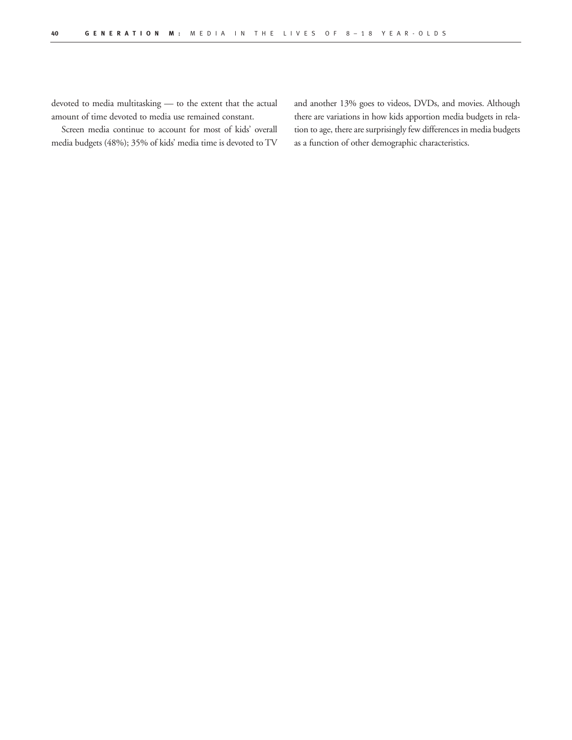devoted to media multitasking — to the extent that the actual amount of time devoted to media use remained constant.

Screen media continue to account for most of kids' overall media budgets (48%); 35% of kids' media time is devoted to TV and another 13% goes to videos, DVDs, and movies. Although there are variations in how kids apportion media budgets in relation to age, there are surprisingly few differences in media budgets as a function of other demographic characteristics.